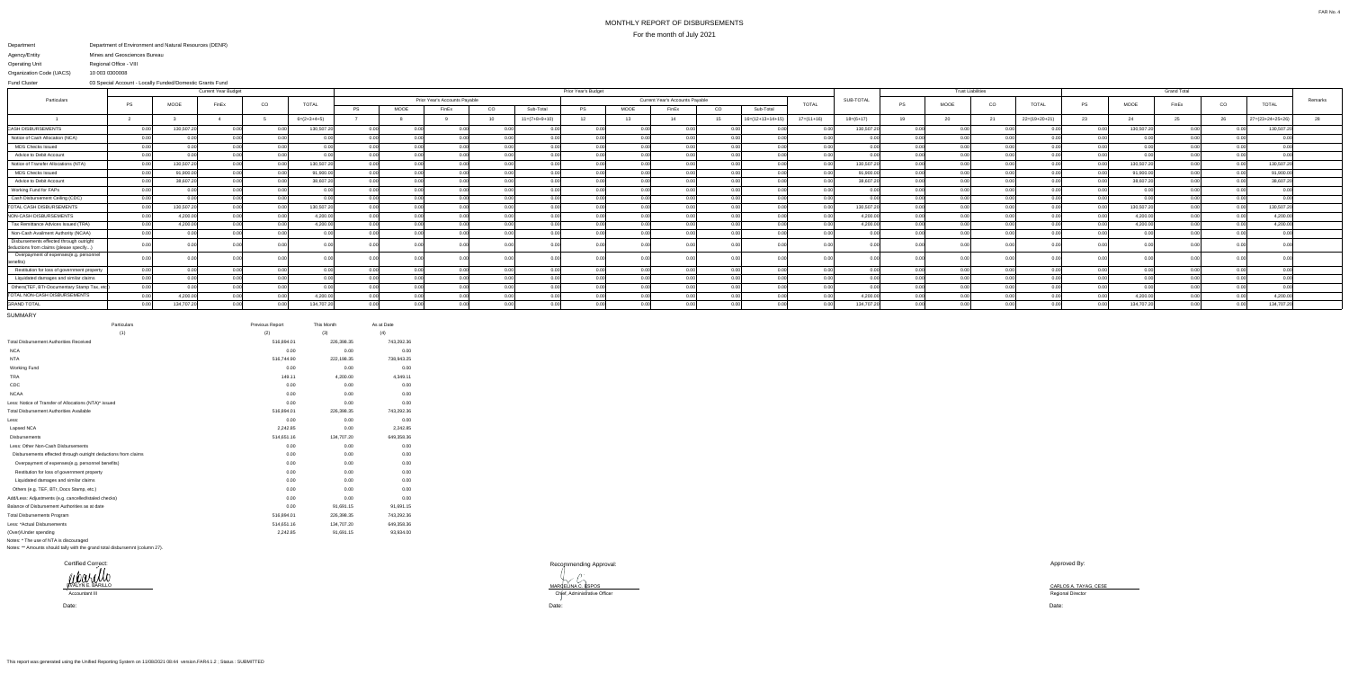FAR No. 4

# MONTHLY REPORT OF DISBURSEMENTS

For the month of July 2021

Department: Department of Environment and Natural Resources (DENR)
Agency/Entity: Mines and Geosciences Bureau
Operating Unit: Regional Office - VIII
Organization Code (UACS): 10 003 0300008
Fund Cluster: 03 Special Account - Locally Funded/Domestic Grants Fund

| Particulars | Current Year Budget | | | | | Prior Year's Budget | | | | | | | | | | | | | Trust Liabilities | | | | | Grand Total | | | | | Remarks |
|---|---|---|---|---|---|---|---|---|---|---|---|---|---|---|---|---|---|---|---|---|---|---|---|---|---|---|---|---|---|
| | | | | | | Prior Year's Accounts Payable | | | | | Current Year's Accounts Payable | | | | | TOTAL | SUB-TOTAL | | | | | | | | | | | | |
| | PS | MOOE | FinEx | CO | TOTAL | PS | MOOE | FinEx | CO | Sub-Total | PS | MOOE | FinEx | CO | Sub-Total | | | PS | MOOE | CO | TOTAL | PS | MOOE | FinEx | CO | TOTAL | |
| 1 | 2 | 3 | 4 | 5 | 6=(2+3+4+5) | 7 | 8 | 9 | 10 | 11=(7+8+9+10) | 12 | 13 | 14 | 15 | 16=(12+13+14+15) | 17=(11+16) | 18=(6+17) | 19 | 20 | 21 | 22=(19+20+21) | 23 | 24 | 25 | 26 | 27=(23+24+25+26) | 28 |
| CASH DISBURSEMENTS | 0.00 | 130,507.20 | 0.00 | 0.00 | 130,507.20 | 0.00 | 0.00 | 0.00 | 0.00 | 0.00 | 0.00 | 0.00 | 0.00 | 0.00 | 0.00 | 0.00 | 130,507.20 | 0.00 | 0.00 | 0.00 | 0.00 | 0.00 | 130,507.20 | 0.00 | 0.00 | 130,507.20 | |
| Notice of Cash Allocation (NCA) | 0.00 | 0.00 | 0.00 | 0.00 | 0.00 | 0.00 | 0.00 | 0.00 | 0.00 | 0.00 | 0.00 | 0.00 | 0.00 | 0.00 | 0.00 | 0.00 | 0.00 | 0.00 | 0.00 | 0.00 | 0.00 | 0.00 | 0.00 | 0.00 | 0.00 | 0.00 | |
| MDS Checks Issued | 0.00 | 0.00 | 0.00 | 0.00 | 0.00 | 0.00 | 0.00 | 0.00 | 0.00 | 0.00 | 0.00 | 0.00 | 0.00 | 0.00 | 0.00 | 0.00 | 0.00 | 0.00 | 0.00 | 0.00 | 0.00 | 0.00 | 0.00 | 0.00 | 0.00 | 0.00 | |
| Advice to Debit Account | 0.00 | 0.00 | 0.00 | 0.00 | 0.00 | 0.00 | 0.00 | 0.00 | 0.00 | 0.00 | 0.00 | 0.00 | 0.00 | 0.00 | 0.00 | 0.00 | 0.00 | 0.00 | 0.00 | 0.00 | 0.00 | 0.00 | 0.00 | 0.00 | 0.00 | 0.00 | |
| Notice of Transfer Allocations (NTA) | 0.00 | 130,507.20 | 0.00 | 0.00 | 130,507.20 | 0.00 | 0.00 | 0.00 | 0.00 | 0.00 | 0.00 | 0.00 | 0.00 | 0.00 | 0.00 | 0.00 | 130,507.20 | 0.00 | 0.00 | 0.00 | 0.00 | 0.00 | 130,507.20 | 0.00 | 0.00 | 130,507.20 | |
| MDS Checks Issued | 0.00 | 91,900.00 | 0.00 | 0.00 | 91,900.00 | 0.00 | 0.00 | 0.00 | 0.00 | 0.00 | 0.00 | 0.00 | 0.00 | 0.00 | 0.00 | 0.00 | 91,900.00 | 0.00 | 0.00 | 0.00 | 0.00 | 0.00 | 91,900.00 | 0.00 | 0.00 | 91,900.00 | |
| Advice to Debit Account | 0.00 | 38,607.20 | 0.00 | 0.00 | 38,607.20 | 0.00 | 0.00 | 0.00 | 0.00 | 0.00 | 0.00 | 0.00 | 0.00 | 0.00 | 0.00 | 0.00 | 38,607.20 | 0.00 | 0.00 | 0.00 | 0.00 | 0.00 | 38,607.20 | 0.00 | 0.00 | 38,607.20 | |
| Working Fund for FAPs | 0.00 | 0.00 | 0.00 | 0.00 | 0.00 | 0.00 | 0.00 | 0.00 | 0.00 | 0.00 | 0.00 | 0.00 | 0.00 | 0.00 | 0.00 | 0.00 | 0.00 | 0.00 | 0.00 | 0.00 | 0.00 | 0.00 | 0.00 | 0.00 | 0.00 | 0.00 | |
| Cash Disbursement Ceiling (CDC) | 0.00 | 0.00 | 0.00 | 0.00 | 0.00 | 0.00 | 0.00 | 0.00 | 0.00 | 0.00 | 0.00 | 0.00 | 0.00 | 0.00 | 0.00 | 0.00 | 0.00 | 0.00 | 0.00 | 0.00 | 0.00 | 0.00 | 0.00 | 0.00 | 0.00 | 0.00 | |
| TOTAL CASH DISBURSEMENTS | 0.00 | 130,507.20 | 0.00 | 0.00 | 130,507.20 | 0.00 | 0.00 | 0.00 | 0.00 | 0.00 | 0.00 | 0.00 | 0.00 | 0.00 | 0.00 | 0.00 | 130,507.20 | 0.00 | 0.00 | 0.00 | 0.00 | 0.00 | 130,507.20 | 0.00 | 0.00 | 130,507.20 | |
| NON-CASH DISBURSEMENTS | 0.00 | 4,200.00 | 0.00 | 0.00 | 4,200.00 | 0.00 | 0.00 | 0.00 | 0.00 | 0.00 | 0.00 | 0.00 | 0.00 | 0.00 | 0.00 | 0.00 | 4,200.00 | 0.00 | 0.00 | 0.00 | 0.00 | 0.00 | 4,200.00 | 0.00 | 0.00 | 4,200.00 | |
| Tax Remittance Advices Issued (TRA) | 0.00 | 4,200.00 | 0.00 | 0.00 | 4,200.00 | 0.00 | 0.00 | 0.00 | 0.00 | 0.00 | 0.00 | 0.00 | 0.00 | 0.00 | 0.00 | 0.00 | 4,200.00 | 0.00 | 0.00 | 0.00 | 0.00 | 0.00 | 4,200.00 | 0.00 | 0.00 | 4,200.00 | |
| Non-Cash Availment Authority (NCAA) | 0.00 | 0.00 | 0.00 | 0.00 | 0.00 | 0.00 | 0.00 | 0.00 | 0.00 | 0.00 | 0.00 | 0.00 | 0.00 | 0.00 | 0.00 | 0.00 | 0.00 | 0.00 | 0.00 | 0.00 | 0.00 | 0.00 | 0.00 | 0.00 | 0.00 | 0.00 | |
| Disbursements effected through outright deductions from claims (please specify...) | 0.00 | 0.00 | 0.00 | 0.00 | 0.00 | 0.00 | 0.00 | 0.00 | 0.00 | 0.00 | 0.00 | 0.00 | 0.00 | 0.00 | 0.00 | 0.00 | 0.00 | 0.00 | 0.00 | 0.00 | 0.00 | 0.00 | 0.00 | 0.00 | 0.00 | 0.00 | |
| Overpayment of expenses(e.g. personnel benefits) | 0.00 | 0.00 | 0.00 | 0.00 | 0.00 | 0.00 | 0.00 | 0.00 | 0.00 | 0.00 | 0.00 | 0.00 | 0.00 | 0.00 | 0.00 | 0.00 | 0.00 | 0.00 | 0.00 | 0.00 | 0.00 | 0.00 | 0.00 | 0.00 | 0.00 | 0.00 | |
| Restitution for loss of government property | 0.00 | 0.00 | 0.00 | 0.00 | 0.00 | 0.00 | 0.00 | 0.00 | 0.00 | 0.00 | 0.00 | 0.00 | 0.00 | 0.00 | 0.00 | 0.00 | 0.00 | 0.00 | 0.00 | 0.00 | 0.00 | 0.00 | 0.00 | 0.00 | 0.00 | 0.00 | |
| Liquidated damages and similar claims | 0.00 | 0.00 | 0.00 | 0.00 | 0.00 | 0.00 | 0.00 | 0.00 | 0.00 | 0.00 | 0.00 | 0.00 | 0.00 | 0.00 | 0.00 | 0.00 | 0.00 | 0.00 | 0.00 | 0.00 | 0.00 | 0.00 | 0.00 | 0.00 | 0.00 | 0.00 | |
| Others(TEF, BTr-Documentary Stamp Tax, etc) | 0.00 | 0.00 | 0.00 | 0.00 | 0.00 | 0.00 | 0.00 | 0.00 | 0.00 | 0.00 | 0.00 | 0.00 | 0.00 | 0.00 | 0.00 | 0.00 | 0.00 | 0.00 | 0.00 | 0.00 | 0.00 | 0.00 | 0.00 | 0.00 | 0.00 | 0.00 | |
| TOTAL NON-CASH DISBURSEMENTS | 0.00 | 4,200.00 | 0.00 | 0.00 | 4,200.00 | 0.00 | 0.00 | 0.00 | 0.00 | 0.00 | 0.00 | 0.00 | 0.00 | 0.00 | 0.00 | 0.00 | 4,200.00 | 0.00 | 0.00 | 0.00 | 0.00 | 0.00 | 4,200.00 | 0.00 | 0.00 | 4,200.00 | |
| GRAND TOTAL | 0.00 | 134,707.20 | 0.00 | 0.00 | 134,707.20 | 0.00 | 0.00 | 0.00 | 0.00 | 0.00 | 0.00 | 0.00 | 0.00 | 0.00 | 0.00 | 0.00 | 134,707.20 | 0.00 | 0.00 | 0.00 | 0.00 | 0.00 | 134,707.20 | 0.00 | 0.00 | 134,707.20 | |

## SUMMARY

| Particulars | Previous Report | This Month | As at Date |
|---|---|---|---|
| (1) | (2) | (3) | (4) |
| Total Disbursement Authorities Received | 516,894.01 | 226,398.35 | 743,292.36 |
| NCA | 0.00 | 0.00 | 0.00 |
| NTA | 516,744.90 | 222,198.35 | 738,943.25 |
| Working Fund | 0.00 | 0.00 | 0.00 |
| TRA | 149.11 | 4,200.00 | 4,349.11 |
| CDC | 0.00 | 0.00 | 0.00 |
| NCAA | 0.00 | 0.00 | 0.00 |
| Less: Notice of Transfer of Allocations (NTA)* issued | 0.00 | 0.00 | 0.00 |
| Total Disbursement Authorities Available | 516,894.01 | 226,398.35 | 743,292.36 |
| Less: | 0.00 | 0.00 | 0.00 |
| Lapsed NCA | 2,242.85 | 0.00 | 2,242.85 |
| Disbursements | 514,651.16 | 134,707.20 | 649,358.36 |
| Less: Other Non-Cash Disbursements | 0.00 | 0.00 | 0.00 |
| Disbursements effected through outright deductions from claims | 0.00 | 0.00 | 0.00 |
| Overpayment of expenses(e.g. personnel benefits) | 0.00 | 0.00 | 0.00 |
| Restitution for loss of government property | 0.00 | 0.00 | 0.00 |
| Liquidated damages and similar claims | 0.00 | 0.00 | 0.00 |
| Others (e.g. TEF, BTr, Docs Stamp, etc.) | 0.00 | 0.00 | 0.00 |
| Add/Less: Adjustments (e.g. cancelled/staled checks) | 0.00 | 0.00 | 0.00 |
| Balance of Disbursement Authorities as at date | 0.00 | 91,691.15 | 91,691.15 |
| Total Disbursements Program | 516,894.01 | 226,398.35 | 743,292.36 |
| Less: *Actual Disbursements | 514,651.16 | 134,707.20 | 649,358.36 |
| (Over)/Under spending | 2,242.85 | 91,691.15 | 93,934.00 |

Notes: * The use of NTA is discouraged

Notes: ** Amounts should tally with the grand total disbursemnt (column 27).

Certified Correct:

MARLYN E. BARILLO
Accountant III

Date:

Recommending Approval:

MARCELINA C. ESPOS
Chief, Administrative Officer

Date:

Approved By:

CARLOS A. TAYAG, CESE
Regional Director

Date:

This report was generated using the Unified Reporting System on 11/08/2021 08:44 version.FAR4.1.2 ; Status : SUBMITTED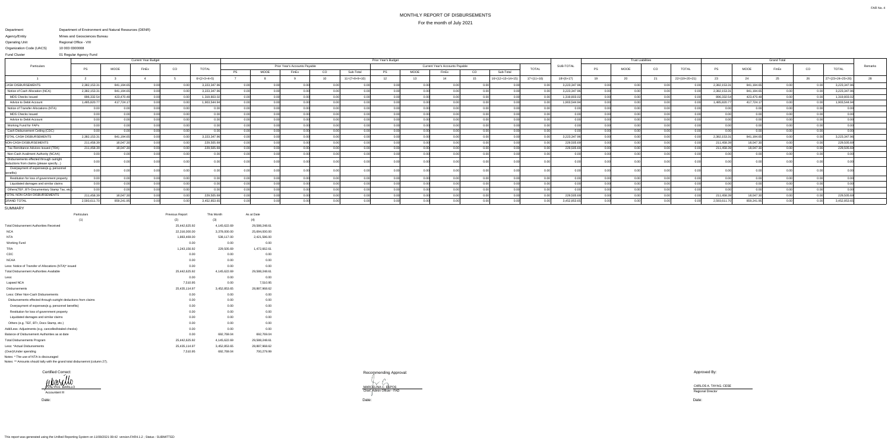FAR No. 4

# MONTHLY REPORT OF DISBURSEMENTS

For the month of July 2021

Department: Department of Environment and Natural Resources (DENR)
Agency/Entity: Mines and Geosciences Bureau
Operating Unit: Regional Office - VIII
Organization Code (UACS): 10 003 0300008
Fund Cluster: 01 Regular Agency Fund

| Particulars | Current Year Budget | | | | | Prior Year's Budget | | | | | | | | | | | | SUB-TOTAL | Trust Liabilities | | | | Grand Total | | | | | Remarks |
|---|---|---|---|---|---|---|---|---|---|---|---|---|---|---|---|---|---|---|---|---|---|---|---|---|---|---|---|---|
| | | | | | | Prior Year's Accounts Payable | | | | | Current Year's Accounts Payable | | | | | TOTAL | | | | | | | | | | | | |
| | PS | MOOE | FinEx | CO | TOTAL | PS | MOOE | FinEx | CO | Sub-Total | PS | MOOE | FinEx | CO | Sub-Total | | | | PS | MOOE | CO | TOTAL | PS | MOOE | FinEx | CO | TOTAL | |
| 1 | 2 | 3 | 4 | 5 | 6=(2+3+4+5) | 7 | 8 | 9 | 10 | 11=(7+8+9+10) | 12 | 13 | 14 | 15 | 16=(12+13+14+15) | 17=(11+16) | 18=(6+17) | 19 | 20 | 21 | 22=(19+20+21) | 23 | 24 | 25 | 26 | 27=(23+24+25+26) | 28 |
| CASH DISBURSEMENTS | 2,382,153.31 | 841,194.65 | 0.00 | 0.00 | 3,223,347.96 | 0.00 | 0.00 | 0.00 | 0.00 | 0.00 | 0.00 | 0.00 | 0.00 | 0.00 | 0.00 | 0.00 | 3,223,347.96 | 0.00 | 0.00 | 0.00 | 0.00 | 2,382,153.31 | 841,194.65 | 0.00 | 0.00 | 3,223,347.96 | |
| Notice of Cash Allocation (NCA) | 2,382,153.31 | 841,194.65 | 0.00 | 0.00 | 3,223,347.96 | 0.00 | 0.00 | 0.00 | 0.00 | 0.00 | 0.00 | 0.00 | 0.00 | 0.00 | 0.00 | 0.00 | 3,223,347.96 | 0.00 | 0.00 | 0.00 | 0.00 | 2,382,153.31 | 841,194.65 | 0.00 | 0.00 | 3,223,347.96 | |
| MDS Checks Issued | 896,332.54 | 423,470.48 | 0.00 | 0.00 | 1,319,803.02 | 0.00 | 0.00 | 0.00 | 0.00 | 0.00 | 0.00 | 0.00 | 0.00 | 0.00 | 0.00 | 0.00 | 1,319,803.02 | 0.00 | 0.00 | 0.00 | 0.00 | 896,332.54 | 423,470.48 | 0.00 | 0.00 | 1,319,803.02 | |
| Advice to Debit Account | 1,485,820.77 | 417,724.17 | 0.00 | 0.00 | 1,903,544.94 | 0.00 | 0.00 | 0.00 | 0.00 | 0.00 | 0.00 | 0.00 | 0.00 | 0.00 | 0.00 | 0.00 | 1,903,544.94 | 0.00 | 0.00 | 0.00 | 0.00 | 1,485,820.77 | 417,724.17 | 0.00 | 0.00 | 1,903,544.94 | |
| Notice of Transfer Allocations (NTA) | 0.00 | 0.00 | 0.00 | 0.00 | 0.00 | 0.00 | 0.00 | 0.00 | 0.00 | 0.00 | 0.00 | 0.00 | 0.00 | 0.00 | 0.00 | 0.00 | 0.00 | 0.00 | 0.00 | 0.00 | 0.00 | 0.00 | 0.00 | 0.00 | 0.00 | 0.00 | |
| MDS Checks Issued | 0.00 | 0.00 | 0.00 | 0.00 | 0.00 | 0.00 | 0.00 | 0.00 | 0.00 | 0.00 | 0.00 | 0.00 | 0.00 | 0.00 | 0.00 | 0.00 | 0.00 | 0.00 | 0.00 | 0.00 | 0.00 | 0.00 | 0.00 | 0.00 | 0.00 | 0.00 | |
| Advice to Debit Account | 0.00 | 0.00 | 0.00 | 0.00 | 0.00 | 0.00 | 0.00 | 0.00 | 0.00 | 0.00 | 0.00 | 0.00 | 0.00 | 0.00 | 0.00 | 0.00 | 0.00 | 0.00 | 0.00 | 0.00 | 0.00 | 0.00 | 0.00 | 0.00 | 0.00 | 0.00 | |
| Working Fund for FAPs | 0.00 | 0.00 | 0.00 | 0.00 | 0.00 | 0.00 | 0.00 | 0.00 | 0.00 | 0.00 | 0.00 | 0.00 | 0.00 | 0.00 | 0.00 | 0.00 | 0.00 | 0.00 | 0.00 | 0.00 | 0.00 | 0.00 | 0.00 | 0.00 | 0.00 | 0.00 | |
| Cash Disbursement Ceiling (CDC) | 0.00 | 0.00 | 0.00 | 0.00 | 0.00 | 0.00 | 0.00 | 0.00 | 0.00 | 0.00 | 0.00 | 0.00 | 0.00 | 0.00 | 0.00 | 0.00 | 0.00 | 0.00 | 0.00 | 0.00 | 0.00 | 0.00 | 0.00 | 0.00 | 0.00 | 0.00 | |
| TOTAL CASH DISBURSEMENTS | 2,382,153.31 | 841,194.65 | 0.00 | 0.00 | 3,223,347.96 | 0.00 | 0.00 | 0.00 | 0.00 | 0.00 | 0.00 | 0.00 | 0.00 | 0.00 | 0.00 | 0.00 | 3,223,347.96 | 0.00 | 0.00 | 0.00 | 0.00 | 2,382,153.31 | 841,194.65 | 0.00 | 0.00 | 3,223,347.96 | |
| NON-CASH DISBURSEMENTS | 211,458.39 | 18,047.30 | 0.00 | 0.00 | 229,505.69 | 0.00 | 0.00 | 0.00 | 0.00 | 0.00 | 0.00 | 0.00 | 0.00 | 0.00 | 0.00 | 0.00 | 229,505.69 | 0.00 | 0.00 | 0.00 | 0.00 | 211,458.39 | 18,047.30 | 0.00 | 0.00 | 229,505.69 | |
| Tax Remittance Advices Issued (TRA) | 211,458.39 | 18,047.30 | 0.00 | 0.00 | 229,505.69 | 0.00 | 0.00 | 0.00 | 0.00 | 0.00 | 0.00 | 0.00 | 0.00 | 0.00 | 0.00 | 0.00 | 229,505.69 | 0.00 | 0.00 | 0.00 | 0.00 | 211,458.39 | 18,047.30 | 0.00 | 0.00 | 229,505.69 | |
| Non-Cash Availment Authority (NCAA) | 0.00 | 0.00 | 0.00 | 0.00 | 0.00 | 0.00 | 0.00 | 0.00 | 0.00 | 0.00 | 0.00 | 0.00 | 0.00 | 0.00 | 0.00 | 0.00 | 0.00 | 0.00 | 0.00 | 0.00 | 0.00 | 0.00 | 0.00 | 0.00 | 0.00 | 0.00 | |
| Disbursements effected through outright deductions from claims (please specify...) | 0.00 | 0.00 | 0.00 | 0.00 | 0.00 | 0.00 | 0.00 | 0.00 | 0.00 | 0.00 | 0.00 | 0.00 | 0.00 | 0.00 | 0.00 | 0.00 | 0.00 | 0.00 | 0.00 | 0.00 | 0.00 | 0.00 | 0.00 | 0.00 | 0.00 | 0.00 | |
| Overpayment of expenses(e.g. personnel benefits) | 0.00 | 0.00 | 0.00 | 0.00 | 0.00 | 0.00 | 0.00 | 0.00 | 0.00 | 0.00 | 0.00 | 0.00 | 0.00 | 0.00 | 0.00 | 0.00 | 0.00 | 0.00 | 0.00 | 0.00 | 0.00 | 0.00 | 0.00 | 0.00 | 0.00 | 0.00 | |
| Restitution for loss of government property | 0.00 | 0.00 | 0.00 | 0.00 | 0.00 | 0.00 | 0.00 | 0.00 | 0.00 | 0.00 | 0.00 | 0.00 | 0.00 | 0.00 | 0.00 | 0.00 | 0.00 | 0.00 | 0.00 | 0.00 | 0.00 | 0.00 | 0.00 | 0.00 | 0.00 | 0.00 | |
| Liquidated damages and similar claims | 0.00 | 0.00 | 0.00 | 0.00 | 0.00 | 0.00 | 0.00 | 0.00 | 0.00 | 0.00 | 0.00 | 0.00 | 0.00 | 0.00 | 0.00 | 0.00 | 0.00 | 0.00 | 0.00 | 0.00 | 0.00 | 0.00 | 0.00 | 0.00 | 0.00 | 0.00 | |
| Others(TEF, BTr-Documentary Stamp Tax, etc) | 0.00 | 0.00 | 0.00 | 0.00 | 0.00 | 0.00 | 0.00 | 0.00 | 0.00 | 0.00 | 0.00 | 0.00 | 0.00 | 0.00 | 0.00 | 0.00 | 0.00 | 0.00 | 0.00 | 0.00 | 0.00 | 0.00 | 0.00 | 0.00 | 0.00 | 0.00 | |
| TOTAL NON-CASH DISBURSEMENTS | 211,458.39 | 18,047.30 | 0.00 | 0.00 | 229,505.69 | 0.00 | 0.00 | 0.00 | 0.00 | 0.00 | 0.00 | 0.00 | 0.00 | 0.00 | 0.00 | 0.00 | 229,505.69 | 0.00 | 0.00 | 0.00 | 0.00 | 211,458.39 | 18,047.30 | 0.00 | 0.00 | 229,505.69 | |
| GRAND TOTAL | 2,593,611.70 | 859,241.95 | 0.00 | 0.00 | 3,452,853.65 | 0.00 | 0.00 | 0.00 | 0.00 | 0.00 | 0.00 | 0.00 | 0.00 | 0.00 | 0.00 | 0.00 | 3,452,853.65 | 0.00 | 0.00 | 0.00 | 0.00 | 2,593,611.70 | 859,241.95 | 0.00 | 0.00 | 3,452,853.65 | |

## SUMMARY

| Particulars | Previous Report | This Month | As at Date |
|---|---|---|---|
| (1) | (2) | (3) | (4) |
| Total Disbursement Authorities Received | 25,442,625.92 | 4,145,622.69 | 29,588,248.61 |
| NCA | 22,316,000.00 | 3,378,000.00 | 25,694,000.00 |
| NTA | 1,883,469.00 | 538,117.00 | 2,421,586.00 |
| Working Fund | 0.00 | 0.00 | 0.00 |
| TRA | 1,243,156.92 | 229,505.69 | 1,472,662.61 |
| CDC | 0.00 | 0.00 | 0.00 |
| NCAA | 0.00 | 0.00 | 0.00 |
| Less: Notice of Transfer of Allocations (NTA)* issued | 0.00 | 0.00 | 0.00 |
| Total Disbursement Authorities Available | 25,442,625.92 | 4,145,622.69 | 29,588,248.61 |
| Less: | 0.00 | 0.00 | 0.00 |
| Lapsed NCA | 7,510.95 | 0.00 | 7,510.95 |
| Disbursements | 25,435,114.97 | 3,452,853.65 | 28,887,968.62 |
| Less: Other Non-Cash Disbursements | 0.00 | 0.00 | 0.00 |
| Disbursements effected through outright deductions from claims | 0.00 | 0.00 | 0.00 |
| Overpayment of expenses(e.g. personnel benefits) | 0.00 | 0.00 | 0.00 |
| Restitution for loss of government property | 0.00 | 0.00 | 0.00 |
| Liquidated damages and similar claims | 0.00 | 0.00 | 0.00 |
| Others (e.g. TEF, BTr, Docs Stamp, etc.) | 0.00 | 0.00 | 0.00 |
| Add/Less: Adjustments (e.g. cancelled/staled checks) | 0.00 | 0.00 | 0.00 |
| Balance of Disbursement Authorities as at date | 0.00 | 692,769.04 | 692,769.04 |
| Total Disbursements Program | 25,442,625.92 | 4,145,622.69 | 29,588,248.61 |
| Less: *Actual Disbursements | 25,435,114.97 | 3,452,853.65 | 28,887,968.62 |
| (Over)/Under spending | 7,510.95 | 692,769.04 | 700,279.99 |

Notes: * The use of NTA is discouraged

Notes: ** Amounts should tally with the grand total disbursement column 27).

Certified Correct:

JOVELYN E. BARILLO
Accountant III

Date:

Recommending Approval:

MARCELINA C. ESPOS
Chief, Admin Officer - FAD

Date:

Approved By:

CARLOS A. TAYAG, CESE
Regional Director

Date:

This report was generated using the Unified Reporting System on 11/08/2021 08:42 version.FAR4.1.2 ; Status : SUBMITTED